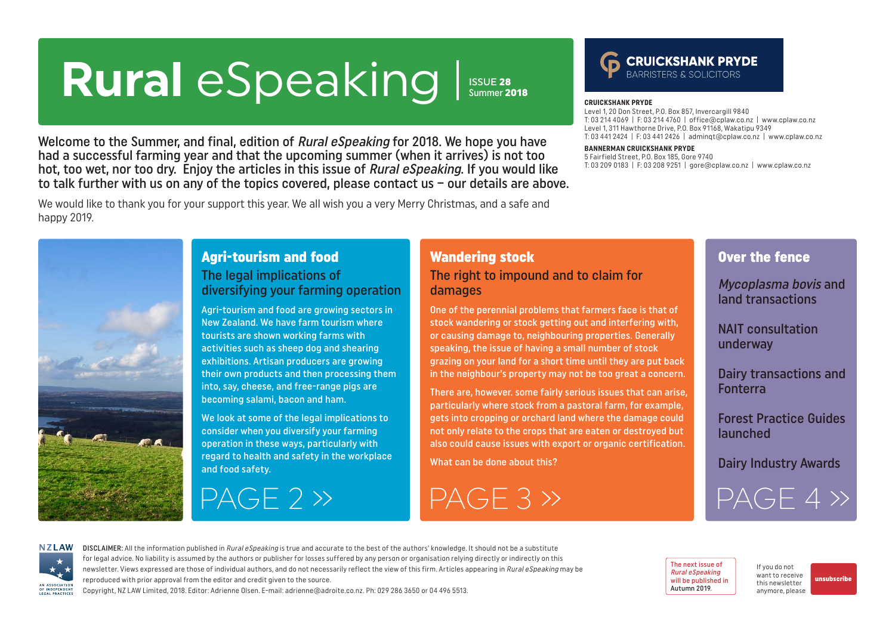# Rural eSpeaking | ISSUE 28 Summer 2018

**CRUICKSHANK PRYDE**
BARRISTERS & SOLICITORS

**CRUICKSHANK PRYDE**
Level 1, 20 Don Street, P.O. Box 857, Invercargill 9840
T: 03 214 4069 | F: 03 214 4760 | office@cplaw.co.nz | www.cplaw.co.nz
Level 1, 311 Hawthorne Drive, P.O. Box 91168, Wakatipu 9349
T: 03 441 2424 | F: 03 441 2426 | adminqt@cplaw.co.nz | www.cplaw.co.nz

**BANNERMAN CRUICKSHANK PRYDE**
5 Fairfield Street, P.O. Box 185, Gore 9740
T: 03 209 0183 | F: 03 208 9251 | gore@cplaw.co.nz | www.cplaw.co.nz

Welcome to the Summer, and final, edition of *Rural eSpeaking* for 2018. We hope you have had a successful farming year and that the upcoming summer (when it arrives) is not too hot, too wet, nor too dry. Enjoy the articles in this issue of *Rural eSpeaking*. If you would like to talk further with us on any of the topics covered, please contact us – our details are above.

We would like to thank you for your support this year. We all wish you a very Merry Christmas, and a safe and happy 2019.

## Agri-tourism and food

### The legal implications of diversifying your farming operation

Agri-tourism and food are growing sectors in New Zealand. We have farm tourism where tourists are shown working farms with activities such as sheep dog and shearing exhibitions. Artisan producers are growing their own products and then processing them into, say, cheese, and free-range pigs are becoming salami, bacon and ham.

We look at some of the legal implications to consider when you diversify your farming operation in these ways, particularly with regard to health and safety in the workplace and food safety.

PAGE 2 »

## Wandering stock

### The right to impound and to claim for damages

One of the perennial problems that farmers face is that of stock wandering or stock getting out and interfering with, or causing damage to, neighbouring properties. Generally speaking, the issue of having a small number of stock grazing on your land for a short time until they are put back in the neighbour's property may not be too great a concern.

There are, however. some fairly serious issues that can arise, particularly where stock from a pastoral farm, for example, gets into cropping or orchard land where the damage could not only relate to the crops that are eaten or destroyed but also could cause issues with export or organic certification.

What can be done about this?

PAGE 3 »

## Over the fence

*Mycoplasma bovis* and land transactions

NAIT consultation underway

Dairy transactions and Fonterra

Forest Practice Guides launched

Dairy Industry Awards

PAGE 4 »

NZLAW – AN ASSOCIATION OF INDEPENDENT LEGAL PRACTICES

DISCLAIMER: All the information published in *Rural eSpeaking* is true and accurate to the best of the authors' knowledge. It should not be a substitute for legal advice. No liability is assumed by the authors or publisher for losses suffered by any person or organisation relying directly or indirectly on this newsletter. Views expressed are those of individual authors, and do not necessarily reflect the view of this firm. Articles appearing in *Rural eSpeaking* may be reproduced with prior approval from the editor and credit given to the source.
Copyright, NZ LAW Limited, 2018. Editor: Adrienne Olsen. E-mail: adrienne@adroite.co.nz. Ph: 029 286 3650 or 04 496 5513.

The next issue of *Rural eSpeaking* will be published in Autumn 2019.

If you do not want to receive this newsletter anymore, please unsubscribe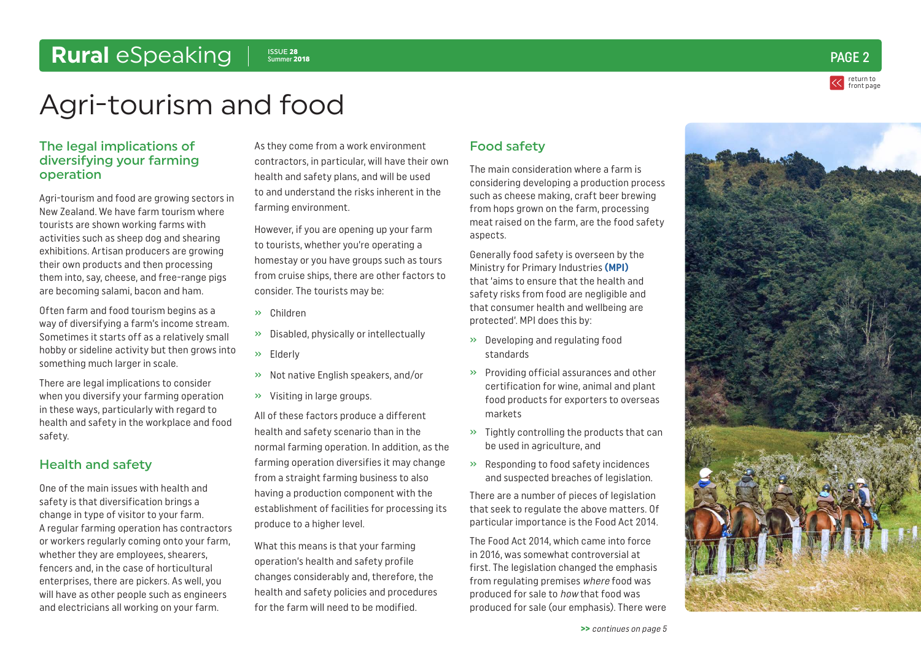# Agri-tourism and food

## The legal implications of diversifying your farming operation

Agri-tourism and food are growing sectors in New Zealand. We have farm tourism where tourists are shown working farms with activities such as sheep dog and shearing exhibitions. Artisan producers are growing their own products and then processing them into, say, cheese, and free-range pigs are becoming salami, bacon and ham.

Often farm and food tourism begins as a way of diversifying a farm's income stream. Sometimes it starts off as a relatively small hobby or sideline activity but then grows into something much larger in scale.

There are legal implications to consider when you diversify your farming operation in these ways, particularly with regard to health and safety in the workplace and food safety.

## Health and safety

One of the main issues with health and safety is that diversification brings a change in type of visitor to your farm. A regular farming operation has contractors or workers regularly coming onto your farm, whether they are employees, shearers, fencers and, in the case of horticultural enterprises, there are pickers. As well, you will have as other people such as engineers and electricians all working on your farm.

As they come from a work environment contractors, in particular, will have their own health and safety plans, and will be used to and understand the risks inherent in the farming environment.

However, if you are opening up your farm to tourists, whether you're operating a homestay or you have groups such as tours from cruise ships, there are other factors to consider. The tourists may be:

- Children
- Disabled, physically or intellectually
- Elderly
- Not native English speakers, and/or
- Visiting in large groups.

All of these factors produce a different health and safety scenario than in the normal farming operation. In addition, as the farming operation diversifies it may change from a straight farming business to also having a production component with the establishment of facilities for processing its produce to a higher level.

What this means is that your farming operation's health and safety profile changes considerably and, therefore, the health and safety policies and procedures for the farm will need to be modified.

## Food safety

The main consideration where a farm is considering developing a production process such as cheese making, craft beer brewing from hops grown on the farm, processing meat raised on the farm, are the food safety aspects.

Generally food safety is overseen by the Ministry for Primary Industries **(MPI)** that 'aims to ensure that the health and safety risks from food are negligible and that consumer health and wellbeing are protected'. MPI does this by:

- Developing and regulating food standards
- Providing official assurances and other certification for wine, animal and plant food products for exporters to overseas markets
- Tightly controlling the products that can be used in agriculture, and
- Responding to food safety incidences and suspected breaches of legislation.

There are a number of pieces of legislation that seek to regulate the above matters. Of particular importance is the Food Act 2014.

The Food Act 2014, which came into force in 2016, was somewhat controversial at first. The legislation changed the emphasis from regulating premises *where* food was produced for sale to *how* that food was produced for sale (our emphasis). There were

*continues on page 5*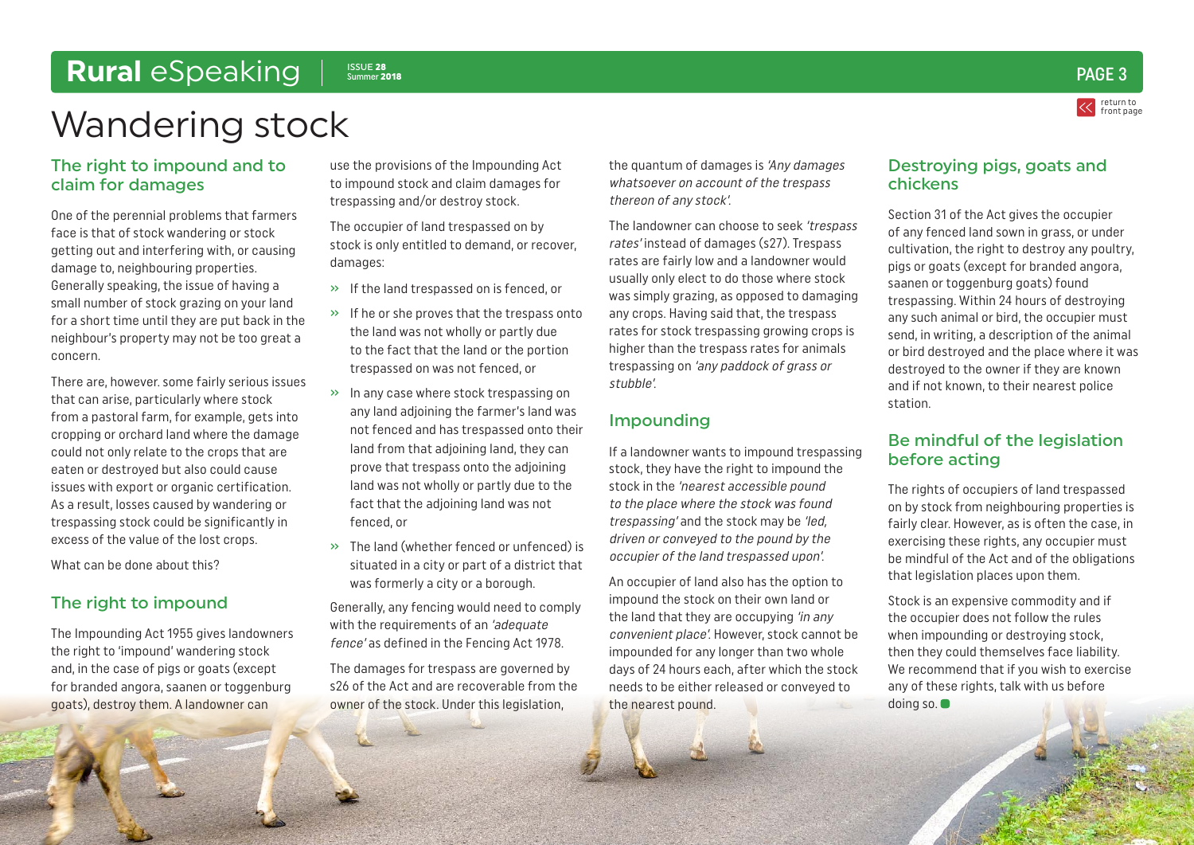# Wandering stock

## The right to impound and to claim for damages

One of the perennial problems that farmers face is that of stock wandering or stock getting out and interfering with, or causing damage to, neighbouring properties. Generally speaking, the issue of having a small number of stock grazing on your land for a short time until they are put back in the neighbour's property may not be too great a concern.

There are, however. some fairly serious issues that can arise, particularly where stock from a pastoral farm, for example, gets into cropping or orchard land where the damage could not only relate to the crops that are eaten or destroyed but also could cause issues with export or organic certification. As a result, losses caused by wandering or trespassing stock could be significantly in excess of the value of the lost crops.

What can be done about this?

## The right to impound

The Impounding Act 1955 gives landowners the right to 'impound' wandering stock and, in the case of pigs or goats (except for branded angora, saanen or toggenburg goats), destroy them. A landowner can use the provisions of the Impounding Act to impound stock and claim damages for trespassing and/or destroy stock.

The occupier of land trespassed on by stock is only entitled to demand, or recover, damages:

- If the land trespassed on is fenced, or
- If he or she proves that the trespass onto the land was not wholly or partly due to the fact that the land or the portion trespassed on was not fenced, or
- In any case where stock trespassing on any land adjoining the farmer's land was not fenced and has trespassed onto their land from that adjoining land, they can prove that trespass onto the adjoining land was not wholly or partly due to the fact that the adjoining land was not fenced, or
- The land (whether fenced or unfenced) is situated in a city or part of a district that was formerly a city or a borough.

Generally, any fencing would need to comply with the requirements of an *'adequate fence'* as defined in the Fencing Act 1978.

The damages for trespass are governed by s26 of the Act and are recoverable from the owner of the stock. Under this legislation, the quantum of damages is *'Any damages whatsoever on account of the trespass thereon of any stock'.*

The landowner can choose to seek *'trespass rates'* instead of damages (s27). Trespass rates are fairly low and a landowner would usually only elect to do those where stock was simply grazing, as opposed to damaging any crops. Having said that, the trespass rates for stock trespassing growing crops is higher than the trespass rates for animals trespassing on *'any paddock of grass or stubble'.*

## Impounding

If a landowner wants to impound trespassing stock, they have the right to impound the stock in the *'nearest accessible pound to the place where the stock was found trespassing'* and the stock may be *'led, driven or conveyed to the pound by the occupier of the land trespassed upon'.*

An occupier of land also has the option to impound the stock on their own land or the land that they are occupying *'in any convenient place'.* However, stock cannot be impounded for any longer than two whole days of 24 hours each, after which the stock needs to be either released or conveyed to the nearest pound.

## Destroying pigs, goats and chickens

Section 31 of the Act gives the occupier of any fenced land sown in grass, or under cultivation, the right to destroy any poultry, pigs or goats (except for branded angora, saanen or toggenburg goats) found trespassing. Within 24 hours of destroying any such animal or bird, the occupier must send, in writing, a description of the animal or bird destroyed and the place where it was destroyed to the owner if they are known and if not known, to their nearest police station.

## Be mindful of the legislation before acting

The rights of occupiers of land trespassed on by stock from neighbouring properties is fairly clear. However, as is often the case, in exercising these rights, any occupier must be mindful of the Act and of the obligations that legislation places upon them.

Stock is an expensive commodity and if the occupier does not follow the rules when impounding or destroying stock, then they could themselves face liability. We recommend that if you wish to exercise any of these rights, talk with us before doing so.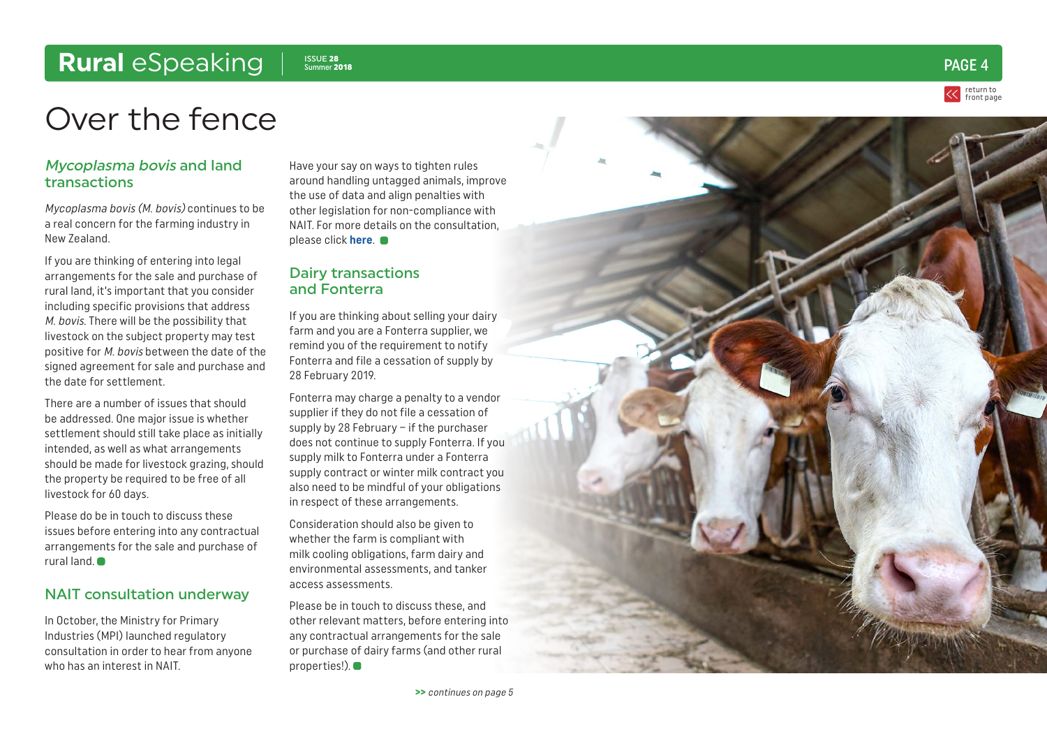# Over the fence

## *Mycoplasma bovis* and land transactions

*Mycoplasma bovis (M. bovis)* continues to be a real concern for the farming industry in New Zealand.

If you are thinking of entering into legal arrangements for the sale and purchase of rural land, it's important that you consider including specific provisions that address *M. bovis*. There will be the possibility that livestock on the subject property may test positive for *M. bovis* between the date of the signed agreement for sale and purchase and the date for settlement.

There are a number of issues that should be addressed. One major issue is whether settlement should still take place as initially intended, as well as what arrangements should be made for livestock grazing, should the property be required to be free of all livestock for 60 days.

Please do be in touch to discuss these issues before entering into any contractual arrangements for the sale and purchase of rural land.

## NAIT consultation underway

In October, the Ministry for Primary Industries (MPI) launched regulatory consultation in order to hear from anyone who has an interest in NAIT.

Have your say on ways to tighten rules around handling untagged animals, improve the use of data and align penalties with other legislation for non-compliance with NAIT. For more details on the consultation, please click **here**.

## Dairy transactions and Fonterra

If you are thinking about selling your dairy farm and you are a Fonterra supplier, we remind you of the requirement to notify Fonterra and file a cessation of supply by 28 February 2019.

Fonterra may charge a penalty to a vendor supplier if they do not file a cessation of supply by 28 February – if the purchaser does not continue to supply Fonterra. If you supply milk to Fonterra under a Fonterra supply contract or winter milk contract you also need to be mindful of your obligations in respect of these arrangements.

Consideration should also be given to whether the farm is compliant with milk cooling obligations, farm dairy and environmental assessments, and tanker access assessments.

Please be in touch to discuss these, and other relevant matters, before entering into any contractual arrangements for the sale or purchase of dairy farms (and other rural properties!).

>> *continues on page 5*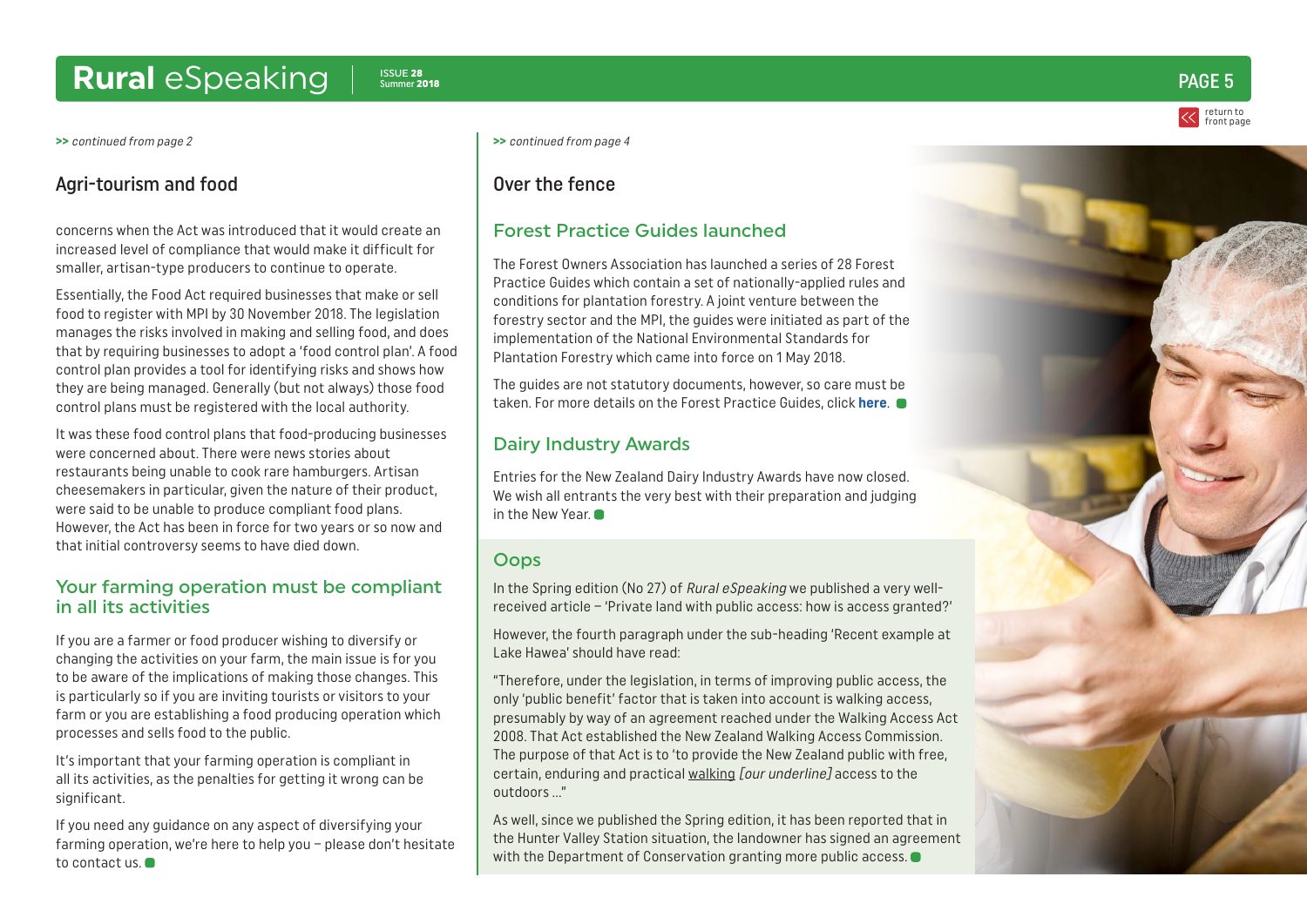>> *continued from page 2*

## Agri-tourism and food

concerns when the Act was introduced that it would create an increased level of compliance that would make it difficult for smaller, artisan-type producers to continue to operate.

Essentially, the Food Act required businesses that make or sell food to register with MPI by 30 November 2018. The legislation manages the risks involved in making and selling food, and does that by requiring businesses to adopt a 'food control plan'. A food control plan provides a tool for identifying risks and shows how they are being managed. Generally (but not always) those food control plans must be registered with the local authority.

It was these food control plans that food-producing businesses were concerned about. There were news stories about restaurants being unable to cook rare hamburgers. Artisan cheesemakers in particular, given the nature of their product, were said to be unable to produce compliant food plans. However, the Act has been in force for two years or so now and that initial controversy seems to have died down.

### Your farming operation must be compliant in all its activities

If you are a farmer or food producer wishing to diversify or changing the activities on your farm, the main issue is for you to be aware of the implications of making those changes. This is particularly so if you are inviting tourists or visitors to your farm or you are establishing a food producing operation which processes and sells food to the public.

It's important that your farming operation is compliant in all its activities, as the penalties for getting it wrong can be significant.

If you need any guidance on any aspect of diversifying your farming operation, we're here to help you – please don't hesitate to contact us.

>> *continued from page 4*

## Over the fence

### Forest Practice Guides launched

The Forest Owners Association has launched a series of 28 Forest Practice Guides which contain a set of nationally-applied rules and conditions for plantation forestry. A joint venture between the forestry sector and the MPI, the guides were initiated as part of the implementation of the National Environmental Standards for Plantation Forestry which came into force on 1 May 2018.

The guides are not statutory documents, however, so care must be taken. For more details on the Forest Practice Guides, click **here**.

### Dairy Industry Awards

Entries for the New Zealand Dairy Industry Awards have now closed. We wish all entrants the very best with their preparation and judging in the New Year.

### Oops

In the Spring edition (No 27) of *Rural eSpeaking* we published a very well-received article – 'Private land with public access: how is access granted?'

However, the fourth paragraph under the sub-heading 'Recent example at Lake Hawea' should have read:

"Therefore, under the legislation, in terms of improving public access, the only 'public benefit' factor that is taken into account is walking access, presumably by way of an agreement reached under the Walking Access Act 2008. That Act established the New Zealand Walking Access Commission. The purpose of that Act is to 'to provide the New Zealand public with free, certain, enduring and practical walking *[our underline]* access to the outdoors ..."

As well, since we published the Spring edition, it has been reported that in the Hunter Valley Station situation, the landowner has signed an agreement with the Department of Conservation granting more public access.